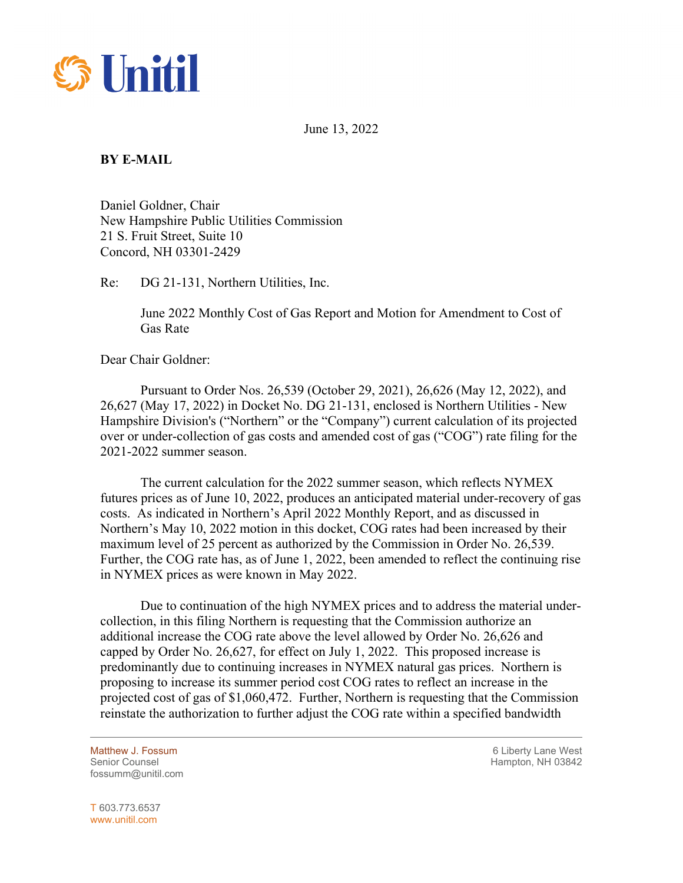Unitil

June 13, 2022

**BY E-MAIL**

Daniel Goldner, Chair
New Hampshire Public Utilities Commission
21 S. Fruit Street, Suite 10
Concord, NH 03301-2429

Re: DG 21-131, Northern Utilities, Inc.

June 2022 Monthly Cost of Gas Report and Motion for Amendment to Cost of Gas Rate

Dear Chair Goldner:

Pursuant to Order Nos. 26,539 (October 29, 2021), 26,626 (May 12, 2022), and 26,627 (May 17, 2022) in Docket No. DG 21-131, enclosed is Northern Utilities - New Hampshire Division's ("Northern" or the "Company") current calculation of its projected over or under-collection of gas costs and amended cost of gas ("COG") rate filing for the 2021-2022 summer season.

The current calculation for the 2022 summer season, which reflects NYMEX futures prices as of June 10, 2022, produces an anticipated material under-recovery of gas costs. As indicated in Northern's April 2022 Monthly Report, and as discussed in Northern's May 10, 2022 motion in this docket, COG rates had been increased by their maximum level of 25 percent as authorized by the Commission in Order No. 26,539. Further, the COG rate has, as of June 1, 2022, been amended to reflect the continuing rise in NYMEX prices as were known in May 2022.

Due to continuation of the high NYMEX prices and to address the material under-collection, in this filing Northern is requesting that the Commission authorize an additional increase the COG rate above the level allowed by Order No. 26,626 and capped by Order No. 26,627, for effect on July 1, 2022. This proposed increase is predominantly due to continuing increases in NYMEX natural gas prices. Northern is proposing to increase its summer period cost COG rates to reflect an increase in the projected cost of gas of $1,060,472. Further, Northern is requesting that the Commission reinstate the authorization to further adjust the COG rate within a specified bandwidth

Matthew J. Fossum
Senior Counsel
fossumm@unitil.com

6 Liberty Lane West
Hampton, NH 03842

T 603.773.6537
www.unitil.com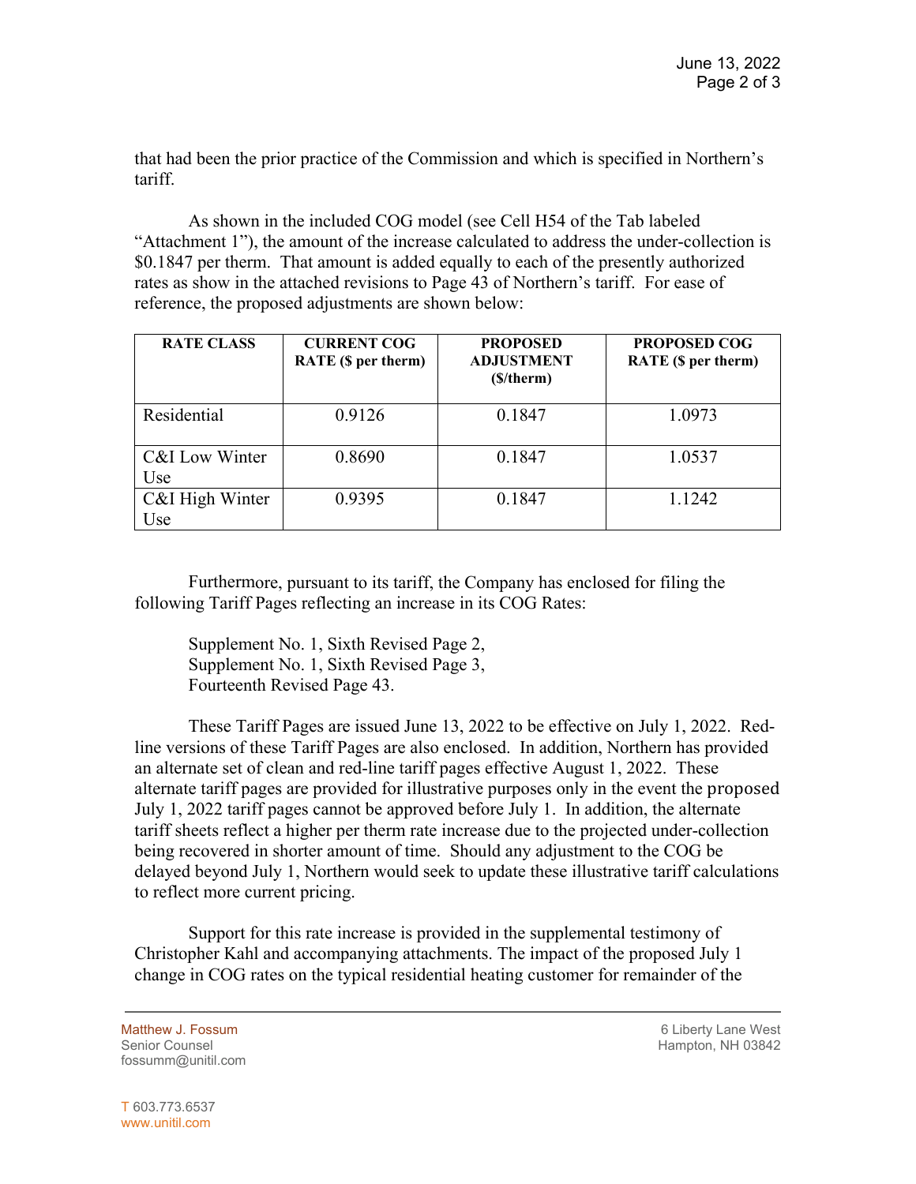that had been the prior practice of the Commission and which is specified in Northern's tariff.

As shown in the included COG model (see Cell H54 of the Tab labeled "Attachment 1"), the amount of the increase calculated to address the under-collection is $0.1847 per therm. That amount is added equally to each of the presently authorized rates as show in the attached revisions to Page 43 of Northern's tariff. For ease of reference, the proposed adjustments are shown below:

| RATE CLASS | CURRENT COG RATE ($ per therm) | PROPOSED ADJUSTMENT ($/therm) | PROPOSED COG RATE ($ per therm) |
|---|---|---|---|
| Residential | 0.9126 | 0.1847 | 1.0973 |
| C&I Low Winter Use | 0.8690 | 0.1847 | 1.0537 |
| C&I High Winter Use | 0.9395 | 0.1847 | 1.1242 |

Furthermore, pursuant to its tariff, the Company has enclosed for filing the following Tariff Pages reflecting an increase in its COG Rates:

Supplement No. 1, Sixth Revised Page 2,
Supplement No. 1, Sixth Revised Page 3,
Fourteenth Revised Page 43.

These Tariff Pages are issued June 13, 2022 to be effective on July 1, 2022. Red-line versions of these Tariff Pages are also enclosed. In addition, Northern has provided an alternate set of clean and red-line tariff pages effective August 1, 2022. These alternate tariff pages are provided for illustrative purposes only in the event the proposed July 1, 2022 tariff pages cannot be approved before July 1. In addition, the alternate tariff sheets reflect a higher per therm rate increase due to the projected under-collection being recovered in shorter amount of time. Should any adjustment to the COG be delayed beyond July 1, Northern would seek to update these illustrative tariff calculations to reflect more current pricing.

Support for this rate increase is provided in the supplemental testimony of Christopher Kahl and accompanying attachments. The impact of the proposed July 1 change in COG rates on the typical residential heating customer for remainder of the

Matthew J. Fossum
Senior Counsel
fossumm@unitil.com

6 Liberty Lane West
Hampton, NH 03842

T 603.773.6537
www.unitil.com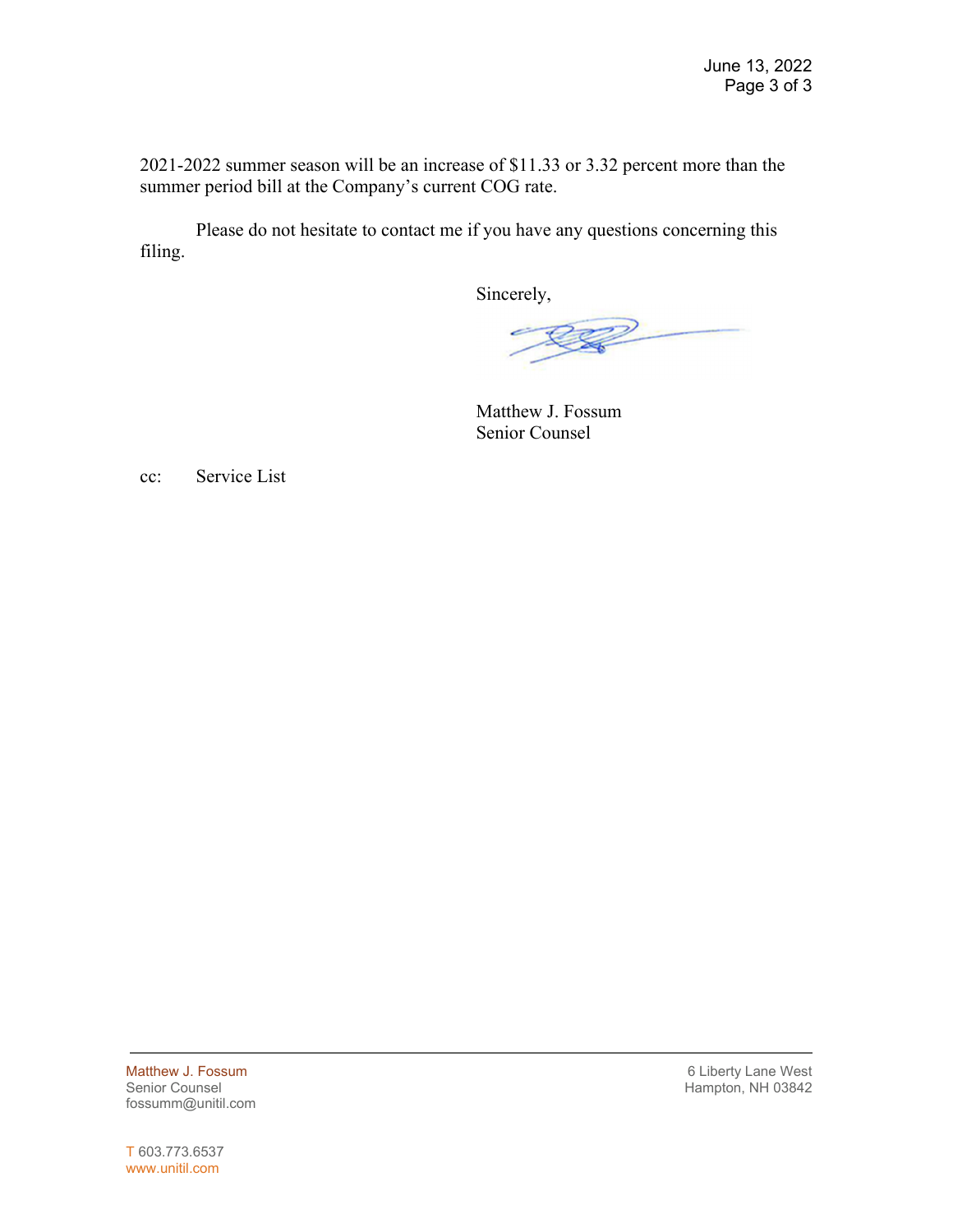2021-2022 summer season will be an increase of $11.33 or 3.32 percent more than the summer period bill at the Company's current COG rate.

Please do not hesitate to contact me if you have any questions concerning this filing.

Sincerely,

Matthew J. Fossum
Senior Counsel

cc: Service List

Matthew J. Fossum
Senior Counsel
fossumm@unitil.com

6 Liberty Lane West
Hampton, NH 03842

T 603.773.6537
www.unitil.com